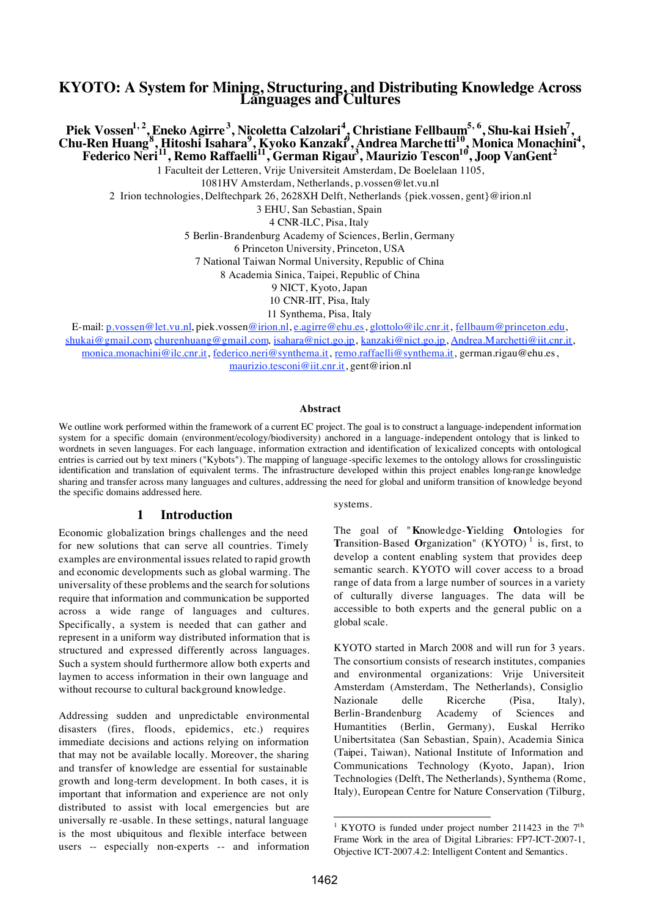# KYOTO: A System for Mining, Structuring, and Distributing Knowledge Across Languages and Cultures

**Piek Vossen[1,2], Eneko Agirre[3], Nicoletta Calzolari[4], Christiane Fellbaum[5,6], Shu-kai Hsieh[7], Chu-Ren Huang[8], Hitoshi Isahara[9], Kyoko Kanzaki[9], Andrea Marchetti[10], Monica Monachini[4], Federico Neri[11], Remo Raffaelli[11], German Rigau[3], Maurizio Tescon[10], Joop VanGent[2]**

1 Faculteit der Letteren, Vrije Universiteit Amsterdam, De Boelelaan 1105, 1081HV Amsterdam, Netherlands, p.vossen@let.vu.nl
2 Irion technologies, Delftechpark 26, 2628XH Delft, Netherlands {piek.vossen, gent}@irion.nl
3 EHU, San Sebastian, Spain
4 CNR-ILC, Pisa, Italy
5 Berlin-Brandenburg Academy of Sciences, Berlin, Germany
6 Princeton University, Princeton, USA
7 National Taiwan Normal University, Republic of China
8 Academia Sinica, Taipei, Republic of China
9 NICT, Kyoto, Japan
10 CNR-IIT, Pisa, Italy
11 Synthema, Pisa, Italy

E-mail: p.vossen@let.vu.nl, piek.vossen@irion.nl, e.agirre@ehu.es, glottolo@ilc.cnr.it, fellbaum@princeton.edu, shukai@gmail.com, churenhuang@gmail.com, isahara@nict.go.jp, kanzaki@nict.go.jp, Andrea.Marchetti@iit.cnr.it, monica.monachini@ilc.cnr.it, federico.neri@synthema.it, remo.raffaelli@synthema.it, german.rigau@ehu.es, maurizio.tesconi@iit.cnr.it, gent@irion.nl

### Abstract

We outline work performed within the framework of a current EC project. The goal is to construct a language-independent information system for a specific domain (environment/ecology/biodiversity) anchored in a language-independent ontology that is linked to wordnets in seven languages. For each language, information extraction and identification of lexicalized concepts with ontological entries is carried out by text miners ("Kybots"). The mapping of language-specific lexemes to the ontology allows for crosslinguistic identification and translation of equivalent terms. The infrastructure developed within this project enables long-range knowledge sharing and transfer across many languages and cultures, addressing the need for global and uniform transition of knowledge beyond the specific domains addressed here.

## 1 Introduction

Economic globalization brings challenges and the need for new solutions that can serve all countries. Timely examples are environmental issues related to rapid growth and economic developments such as global warming. The universality of these problems and the search for solutions require that information and communication be supported across a wide range of languages and cultures. Specifically, a system is needed that can gather and represent in a uniform way distributed information that is structured and expressed differently across languages. Such a system should furthermore allow both experts and laymen to access information in their own language and without recourse to cultural background knowledge.

Addressing sudden and unpredictable environmental disasters (fires, floods, epidemics, etc.) requires immediate decisions and actions relying on information that may not be available locally. Moreover, the sharing and transfer of knowledge are essential for sustainable growth and long-term development. In both cases, it is important that information and experience are not only distributed to assist with local emergencies but are universally re-usable. In these settings, natural language is the most ubiquitous and flexible interface between users -- especially non-experts -- and information systems.

The goal of "**K**nowledge-**Y**ielding **O**ntologies for **T**ransition-Based **O**rganization" (KYOTO) [1] is, first, to develop a content enabling system that provides deep semantic search. KYOTO will cover access to a broad range of data from a large number of sources in a variety of culturally diverse languages. The data will be accessible to both experts and the general public on a global scale.

KYOTO started in March 2008 and will run for 3 years. The consortium consists of research institutes, companies and environmental organizations: Vrije Universiteit Amsterdam (Amsterdam, The Netherlands), Consiglio Nazionale delle Ricerche (Pisa, Italy), Berlin-Brandenburg Academy of Sciences and Humantities (Berlin, Germany), Euskal Herriko Unibertsitatea (San Sebastian, Spain), Academia Sinica (Taipei, Taiwan), National Institute of Information and Communications Technology (Kyoto, Japan), Irion Technologies (Delft, The Netherlands), Synthema (Rome, Italy), European Centre for Nature Conservation (Tilburg,

---

[1] KYOTO is funded under project number 211423 in the 7th Frame Work in the area of Digital Libraries: FP7-ICT-2007-1, Objective ICT-2007.4.2: Intelligent Content and Semantics.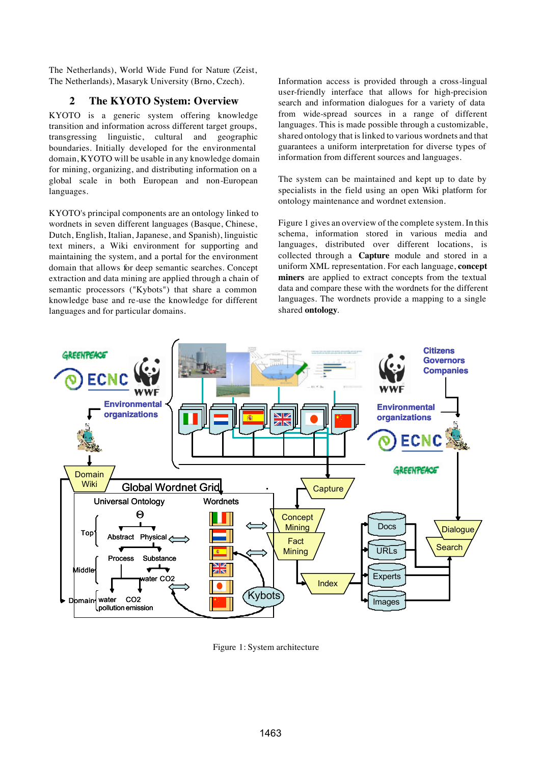The Netherlands), World Wide Fund for Nature (Zeist, The Netherlands), Masaryk University (Brno, Czech).

## 2 The KYOTO System: Overview

KYOTO is a generic system offering knowledge transition and information across different target groups, transgressing linguistic, cultural and geographic boundaries. Initially developed for the environmental domain, KYOTO will be usable in any knowledge domain for mining, organizing, and distributing information on a global scale in both European and non-European languages.

KYOTO's principal components are an ontology linked to wordnets in seven different languages (Basque, Chinese, Dutch, English, Italian, Japanese, and Spanish), linguistic text miners, a Wiki environment for supporting and maintaining the system, and a portal for the environment domain that allows for deep semantic searches. Concept extraction and data mining are applied through a chain of semantic processors ("Kybots") that share a common knowledge base and re-use the knowledge for different languages and for particular domains.

Information access is provided through a cross-lingual user-friendly interface that allows for high-precision search and information dialogues for a variety of data from wide-spread sources in a range of different languages. This is made possible through a customizable, shared ontology that is linked to various wordnets and that guarantees a uniform interpretation for diverse types of information from different sources and languages.

The system can be maintained and kept up to date by specialists in the field using an open Wiki platform for ontology maintenance and wordnet extension.

Figure 1 gives an overview of the complete system. In this schema, information stored in various media and languages, distributed over different locations, is collected through a **Capture** module and stored in a uniform XML representation. For each language, **concept miners** are applied to extract concepts from the textual data and compare these with the wordnets for the different languages. The wordnets provide a mapping to a single shared **ontology**.

GREENPEACE
ECNC
WWF
Environmental organizations
Citizens
Governors
Companies
Domain Wiki
Global Wordnet Grid
Universal Ontology
Wordnets
Top
Abstract
Physical
Process
Substance
Middle
water CO2
Domain
water
CO2
pollution emission
Kybots
Capture
Concept Mining
Fact Mining
Index
Docs
URLs
Experts
Images
Dialogue
Search

Figure 1: System architecture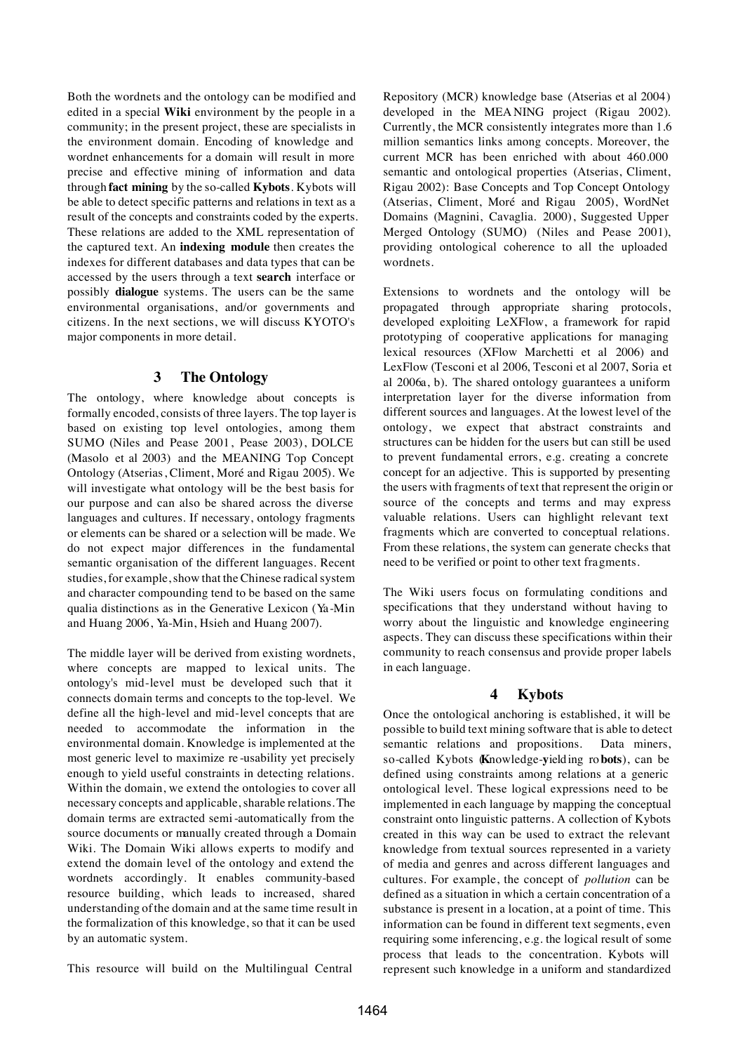Both the wordnets and the ontology can be modified and edited in a special **Wiki** environment by the people in a community; in the present project, these are specialists in the environment domain. Encoding of knowledge and wordnet enhancements for a domain will result in more precise and effective mining of information and data through **fact mining** by the so-called **Kybots**. Kybots will be able to detect specific patterns and relations in text as a result of the concepts and constraints coded by the experts. These relations are added to the XML representation of the captured text. An **indexing module** then creates the indexes for different databases and data types that can be accessed by the users through a text **search** interface or possibly **dialogue** systems. The users can be the same environmental organisations, and/or governments and citizens. In the next sections, we will discuss KYOTO's major components in more detail.

## 3 The Ontology

The ontology, where knowledge about concepts is formally encoded, consists of three layers. The top layer is based on existing top level ontologies, among them SUMO (Niles and Pease 2001, Pease 2003), DOLCE (Masolo et al 2003) and the MEANING Top Concept Ontology (Atserias, Climent, Moré and Rigau 2005). We will investigate what ontology will be the best basis for our purpose and can also be shared across the diverse languages and cultures. If necessary, ontology fragments or elements can be shared or a selection will be made. We do not expect major differences in the fundamental semantic organisation of the different languages. Recent studies, for example, show that the Chinese radical system and character compounding tend to be based on the same qualia distinctions as in the Generative Lexicon (Ya-Min and Huang 2006, Ya-Min, Hsieh and Huang 2007).

The middle layer will be derived from existing wordnets, where concepts are mapped to lexical units. The ontology's mid-level must be developed such that it connects domain terms and concepts to the top-level. We define all the high-level and mid-level concepts that are needed to accommodate the information in the environmental domain. Knowledge is implemented at the most generic level to maximize re-usability yet precisely enough to yield useful constraints in detecting relations. Within the domain, we extend the ontologies to cover all necessary concepts and applicable, sharable relations. The domain terms are extracted semi-automatically from the source documents or manually created through a Domain Wiki. The Domain Wiki allows experts to modify and extend the domain level of the ontology and extend the wordnets accordingly. It enables community-based resource building, which leads to increased, shared understanding of the domain and at the same time result in the formalization of this knowledge, so that it can be used by an automatic system.

This resource will build on the Multilingual Central Repository (MCR) knowledge base (Atserias et al 2004) developed in the MEANING project (Rigau 2002). Currently, the MCR consistently integrates more than 1.6 million semantics links among concepts. Moreover, the current MCR has been enriched with about 460.000 semantic and ontological properties (Atserias, Climent, Rigau 2002): Base Concepts and Top Concept Ontology (Atserias, Climent, Moré and Rigau 2005), WordNet Domains (Magnini, Cavaglia. 2000), Suggested Upper Merged Ontology (SUMO) (Niles and Pease 2001), providing ontological coherence to all the uploaded wordnets.

Extensions to wordnets and the ontology will be propagated through appropriate sharing protocols, developed exploiting LeXFlow, a framework for rapid prototyping of cooperative applications for managing lexical resources (XFlow Marchetti et al 2006) and LexFlow (Tesconi et al 2006, Tesconi et al 2007, Soria et al 2006a, b). The shared ontology guarantees a uniform interpretation layer for the diverse information from different sources and languages. At the lowest level of the ontology, we expect that abstract constraints and structures can be hidden for the users but can still be used to prevent fundamental errors, e.g. creating a concrete concept for an adjective. This is supported by presenting the users with fragments of text that represent the origin or source of the concepts and terms and may express valuable relations. Users can highlight relevant text fragments which are converted to conceptual relations. From these relations, the system can generate checks that need to be verified or point to other text fragments.

The Wiki users focus on formulating conditions and specifications that they understand without having to worry about the linguistic and knowledge engineering aspects. They can discuss these specifications within their community to reach consensus and provide proper labels in each language.

## 4 Kybots

Once the ontological anchoring is established, it will be possible to build text mining software that is able to detect semantic relations and propositions. Data miners, so-called Kybots (**K**nowledge-**y**ielding ro**bots**), can be defined using constraints among relations at a generic ontological level. These logical expressions need to be implemented in each language by mapping the conceptual constraint onto linguistic patterns. A collection of Kybots created in this way can be used to extract the relevant knowledge from textual sources represented in a variety of media and genres and across different languages and cultures. For example, the concept of *pollution* can be defined as a situation in which a certain concentration of a substance is present in a location, at a point of time. This information can be found in different text segments, even requiring some inferencing, e.g. the logical result of some process that leads to the concentration. Kybots will represent such knowledge in a uniform and standardized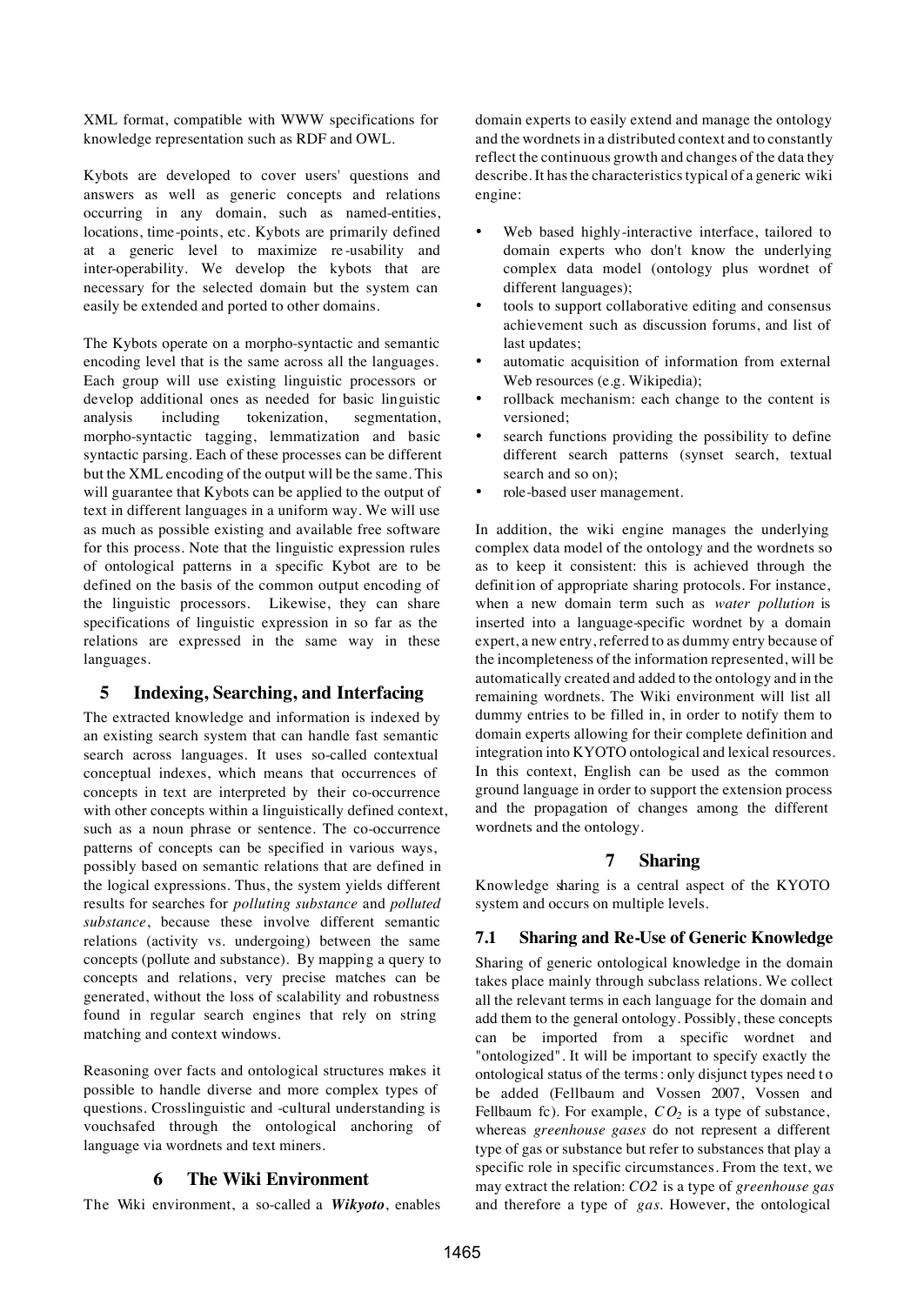XML format, compatible with WWW specifications for knowledge representation such as RDF and OWL.

Kybots are developed to cover users' questions and answers as well as generic concepts and relations occurring in any domain, such as named-entities, locations, time-points, etc. Kybots are primarily defined at a generic level to maximize re-usability and inter-operability. We develop the kybots that are necessary for the selected domain but the system can easily be extended and ported to other domains.

The Kybots operate on a morpho-syntactic and semantic encoding level that is the same across all the languages. Each group will use existing linguistic processors or develop additional ones as needed for basic linguistic analysis including tokenization, segmentation, morpho-syntactic tagging, lemmatization and basic syntactic parsing. Each of these processes can be different but the XML encoding of the output will be the same. This will guarantee that Kybots can be applied to the output of text in different languages in a uniform way. We will use as much as possible existing and available free software for this process. Note that the linguistic expression rules of ontological patterns in a specific Kybot are to be defined on the basis of the common output encoding of the linguistic processors. Likewise, they can share specifications of linguistic expression in so far as the relations are expressed in the same way in these languages.

## 5 Indexing, Searching, and Interfacing

The extracted knowledge and information is indexed by an existing search system that can handle fast semantic search across languages. It uses so-called contextual conceptual indexes, which means that occurrences of concepts in text are interpreted by their co-occurrence with other concepts within a linguistically defined context, such as a noun phrase or sentence. The co-occurrence patterns of concepts can be specified in various ways, possibly based on semantic relations that are defined in the logical expressions. Thus, the system yields different results for searches for *polluting substance* and *polluted substance*, because these involve different semantic relations (activity vs. undergoing) between the same concepts (pollute and substance). By mapping a query to concepts and relations, very precise matches can be generated, without the loss of scalability and robustness found in regular search engines that rely on string matching and context windows.

Reasoning over facts and ontological structures makes it possible to handle diverse and more complex types of questions. Crosslinguistic and -cultural understanding is vouchsafed through the ontological anchoring of language via wordnets and text miners.

## 6 The Wiki Environment

The Wiki environment, a so-called a ***Wikyoto***, enables domain experts to easily extend and manage the ontology and the wordnets in a distributed context and to constantly reflect the continuous growth and changes of the data they describe. It has the characteristics typical of a generic wiki engine:

- Web based highly-interactive interface, tailored to domain experts who don't know the underlying complex data model (ontology plus wordnet of different languages);
- tools to support collaborative editing and consensus achievement such as discussion forums, and list of last updates;
- automatic acquisition of information from external Web resources (e.g. Wikipedia);
- rollback mechanism: each change to the content is versioned;
- search functions providing the possibility to define different search patterns (synset search, textual search and so on);
- role-based user management.

In addition, the wiki engine manages the underlying complex data model of the ontology and the wordnets so as to keep it consistent: this is achieved through the definition of appropriate sharing protocols. For instance, when a new domain term such as *water pollution* is inserted into a language-specific wordnet by a domain expert, a new entry, referred to as dummy entry because of the incompleteness of the information represented, will be automatically created and added to the ontology and in the remaining wordnets. The Wiki environment will list all dummy entries to be filled in, in order to notify them to domain experts allowing for their complete definition and integration into KYOTO ontological and lexical resources. In this context, English can be used as the common ground language in order to support the extension process and the propagation of changes among the different wordnets and the ontology.

## 7 Sharing

Knowledge sharing is a central aspect of the KYOTO system and occurs on multiple levels.

### 7.1 Sharing and Re-Use of Generic Knowledge

Sharing of generic ontological knowledge in the domain takes place mainly through subclass relations. We collect all the relevant terms in each language for the domain and add them to the general ontology. Possibly, these concepts can be imported from a specific wordnet and "ontologized". It will be important to specify exactly the ontological status of the terms: only disjunct types need to be added (Fellbaum and Vossen 2007, Vossen and Fellbaum fc). For example, $CO_2$ is a type of substance, whereas *greenhouse gases* do not represent a different type of gas or substance but refer to substances that play a specific role in specific circumstances. From the text, we may extract the relation: *CO2* is a type of *greenhouse gas* and therefore a type of *gas*. However, the ontological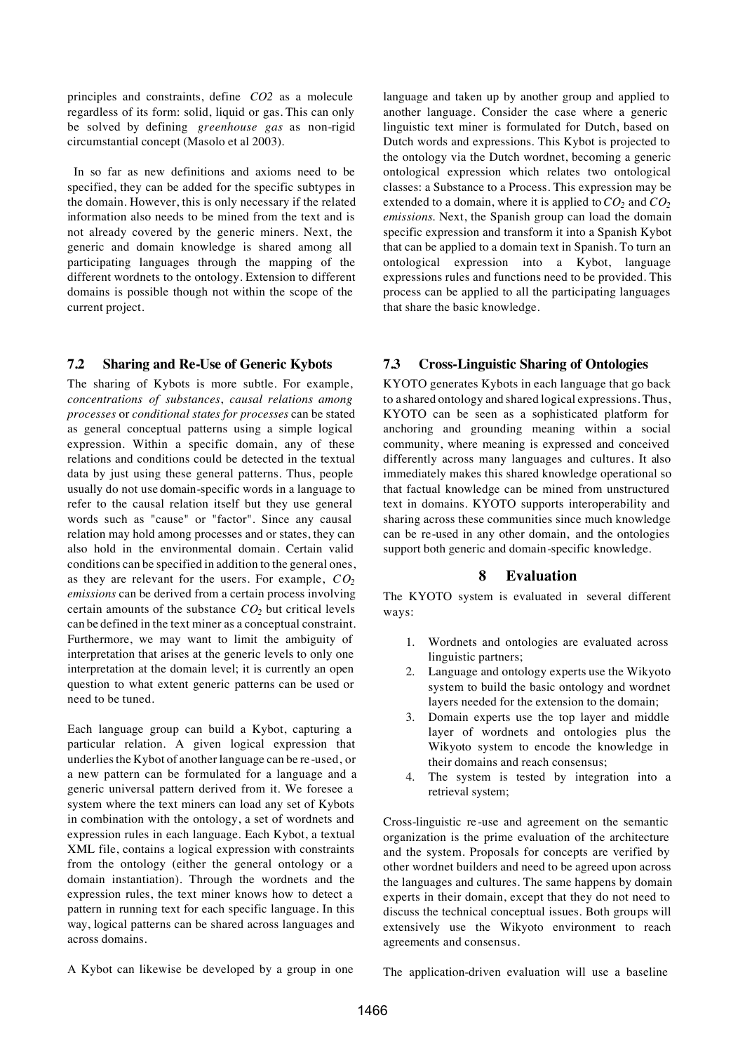principles and constraints, define *CO2* as a molecule regardless of its form: solid, liquid or gas. This can only be solved by defining *greenhouse gas* as non-rigid circumstantial concept (Masolo et al 2003).

In so far as new definitions and axioms need to be specified, they can be added for the specific subtypes in the domain. However, this is only necessary if the related information also needs to be mined from the text and is not already covered by the generic miners. Next, the generic and domain knowledge is shared among all participating languages through the mapping of the different wordnets to the ontology. Extension to different domains is possible though not within the scope of the current project.

## 7.2 Sharing and Re-Use of Generic Kybots

The sharing of Kybots is more subtle. For example, *concentrations of substances*, *causal relations among processes* or *conditional states for processes* can be stated as general conceptual patterns using a simple logical expression. Within a specific domain, any of these relations and conditions could be detected in the textual data by just using these general patterns. Thus, people usually do not use domain-specific words in a language to refer to the causal relation itself but they use general words such as "cause" or "factor". Since any causal relation may hold among processes and or states, they can also hold in the environmental domain. Certain valid conditions can be specified in addition to the general ones, as they are relevant for the users. For example, *$CO_2$ emissions* can be derived from a certain process involving certain amounts of the substance $CO_2$ but critical levels can be defined in the text miner as a conceptual constraint. Furthermore, we may want to limit the ambiguity of interpretation that arises at the generic levels to only one interpretation at the domain level; it is currently an open question to what extent generic patterns can be used or need to be tuned.

Each language group can build a Kybot, capturing a particular relation. A given logical expression that underlies the Kybot of another language can be re-used, or a new pattern can be formulated for a language and a generic universal pattern derived from it. We foresee a system where the text miners can load any set of Kybots in combination with the ontology, a set of wordnets and expression rules in each language. Each Kybot, a textual XML file, contains a logical expression with constraints from the ontology (either the general ontology or a domain instantiation). Through the wordnets and the expression rules, the text miner knows how to detect a pattern in running text for each specific language. In this way, logical patterns can be shared across languages and across domains.

A Kybot can likewise be developed by a group in one language and taken up by another group and applied to another language. Consider the case where a generic linguistic text miner is formulated for Dutch, based on Dutch words and expressions. This Kybot is projected to the ontology via the Dutch wordnet, becoming a generic ontological expression which relates two ontological classes: a Substance to a Process. This expression may be extended to a domain, where it is applied to $CO_2$ and *$CO_2$ emissions.* Next, the Spanish group can load the domain specific expression and transform it into a Spanish Kybot that can be applied to a domain text in Spanish. To turn an ontological expression into a Kybot, language expressions rules and functions need to be provided. This process can be applied to all the participating languages that share the basic knowledge.

## 7.3 Cross-Linguistic Sharing of Ontologies

KYOTO generates Kybots in each language that go back to a shared ontology and shared logical expressions. Thus, KYOTO can be seen as a sophisticated platform for anchoring and grounding meaning within a social community, where meaning is expressed and conceived differently across many languages and cultures. It also immediately makes this shared knowledge operational so that factual knowledge can be mined from unstructured text in domains. KYOTO supports interoperability and sharing across these communities since much knowledge can be re-used in any other domain, and the ontologies support both generic and domain-specific knowledge.

# 8 Evaluation

The KYOTO system is evaluated in several different ways:

1. Wordnets and ontologies are evaluated across linguistic partners;
2. Language and ontology experts use the Wikyoto system to build the basic ontology and wordnet layers needed for the extension to the domain;
3. Domain experts use the top layer and middle layer of wordnets and ontologies plus the Wikyoto system to encode the knowledge in their domains and reach consensus;
4. The system is tested by integration into a retrieval system;

Cross-linguistic re-use and agreement on the semantic organization is the prime evaluation of the architecture and the system. Proposals for concepts are verified by other wordnet builders and need to be agreed upon across the languages and cultures. The same happens by domain experts in their domain, except that they do not need to discuss the technical conceptual issues. Both groups will extensively use the Wikyoto environment to reach agreements and consensus.

The application-driven evaluation will use a baseline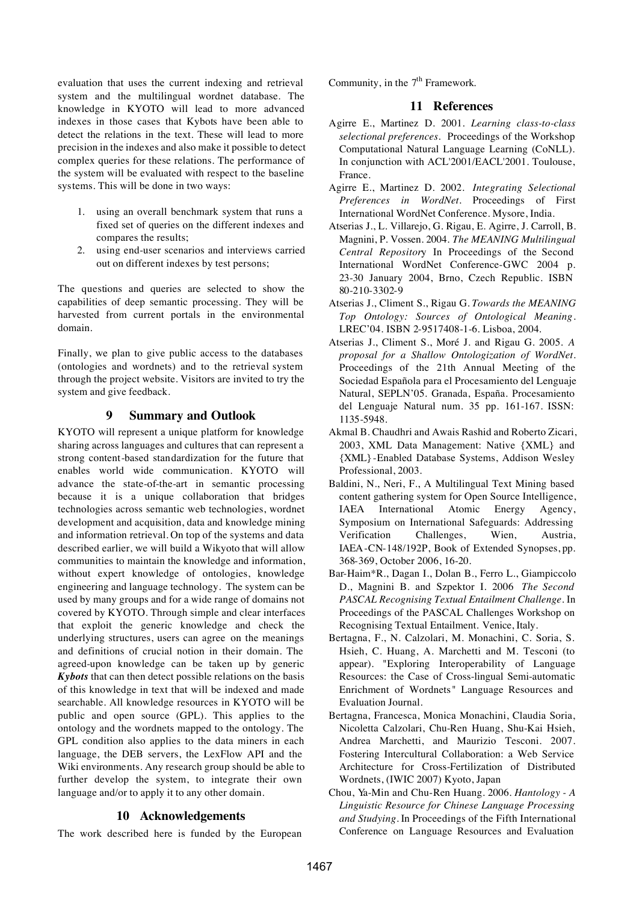evaluation that uses the current indexing and retrieval system and the multilingual wordnet database. The knowledge in KYOTO will lead to more advanced indexes in those cases that Kybots have been able to detect the relations in the text. These will lead to more precision in the indexes and also make it possible to detect complex queries for these relations. The performance of the system will be evaluated with respect to the baseline systems. This will be done in two ways:

1. using an overall benchmark system that runs a fixed set of queries on the different indexes and compares the results;
2. using end-user scenarios and interviews carried out on different indexes by test persons;

The questions and queries are selected to show the capabilities of deep semantic processing. They will be harvested from current portals in the environmental domain.

Finally, we plan to give public access to the databases (ontologies and wordnets) and to the retrieval system through the project website. Visitors are invited to try the system and give feedback.

## 9 Summary and Outlook

KYOTO will represent a unique platform for knowledge sharing across languages and cultures that can represent a strong content-based standardization for the future that enables world wide communication. KYOTO will advance the state-of-the-art in semantic processing because it is a unique collaboration that bridges technologies across semantic web technologies, wordnet development and acquisition, data and knowledge mining and information retrieval. On top of the systems and data described earlier, we will build a Wikyoto that will allow communities to maintain the knowledge and information, without expert knowledge of ontologies, knowledge engineering and language technology. The system can be used by many groups and for a wide range of domains not covered by KYOTO. Through simple and clear interfaces that exploit the generic knowledge and check the underlying structures, users can agree on the meanings and definitions of crucial notion in their domain. The agreed-upon knowledge can be taken up by generic ***Kybots*** that can then detect possible relations on the basis of this knowledge in text that will be indexed and made searchable. All knowledge resources in KYOTO will be public and open source (GPL). This applies to the ontology and the wordnets mapped to the ontology. The GPL condition also applies to the data miners in each language, the DEB servers, the LexFlow API and the Wiki environments. Any research group should be able to further develop the system, to integrate their own language and/or to apply it to any other domain.

## 10 Acknowledgements

The work described here is funded by the European Community, in the 7[th] Framework.

## 11 References

Agirre E., Martinez D. 2001. *Learning class-to-class selectional preferences*. Proceedings of the Workshop Computational Natural Language Learning (CoNLL). In conjunction with ACL'2001/EACL'2001. Toulouse, France.

Agirre E., Martinez D. 2002. *Integrating Selectional Preferences in WordNet*. Proceedings of First International WordNet Conference. Mysore, India.

Atserias J., L. Villarejo, G. Rigau, E. Agirre, J. Carroll, B. Magnini, P. Vossen. 2004. *The MEANING Multilingual Central Repository* In Proceedings of the Second International WordNet Conference-GWC 2004 p. 23-30 January 2004, Brno, Czech Republic. ISBN 80-210-3302-9

Atserias J., Climent S., Rigau G. *Towards the MEANING Top Ontology: Sources of Ontological Meaning*. LREC'04. ISBN 2-9517408-1-6. Lisboa, 2004.

Atserias J., Climent S., Moré J. and Rigau G. 2005. *A proposal for a Shallow Ontologization of WordNet*. Proceedings of the 21th Annual Meeting of the Sociedad Española para el Procesamiento del Lenguaje Natural, SEPLN'05. Granada, España. Procesamiento del Lenguaje Natural num. 35 pp. 161-167. ISSN: 1135-5948.

Akmal B. Chaudhri and Awais Rashid and Roberto Zicari, 2003, XML Data Management: Native {XML} and {XML}-Enabled Database Systems, Addison Wesley Professional, 2003.

Baldini, N., Neri, F., A Multilingual Text Mining based content gathering system for Open Source Intelligence, IAEA International Atomic Energy Agency, Symposium on International Safeguards: Addressing Verification Challenges, Wien, Austria, IAEA-CN-148/192P, Book of Extended Synopses, pp. 368-369, October 2006, 16-20.

Bar-Haim*R., Dagan I., Dolan B., Ferro L., Giampiccolo D., Magnini B. and Szpektor I. 2006 *The Second PASCAL Recognising Textual Entailment Challenge*. In Proceedings of the PASCAL Challenges Workshop on Recognising Textual Entailment. Venice, Italy.

Bertagna, F., N. Calzolari, M. Monachini, C. Soria, S. Hsieh, C. Huang, A. Marchetti and M. Tesconi (to appear). "Exploring Interoperability of Language Resources: the Case of Cross-lingual Semi-automatic Enrichment of Wordnets" Language Resources and Evaluation Journal.

Bertagna, Francesca, Monica Monachini, Claudia Soria, Nicoletta Calzolari, Chu-Ren Huang, Shu-Kai Hsieh, Andrea Marchetti, and Maurizio Tesconi. 2007. Fostering Intercultural Collaboration: a Web Service Architecture for Cross-Fertilization of Distributed Wordnets, (IWIC 2007) Kyoto, Japan

Chou, Ya-Min and Chu-Ren Huang. 2006. *Hantology - A Linguistic Resource for Chinese Language Processing and Studying*. In Proceedings of the Fifth International Conference on Language Resources and Evaluation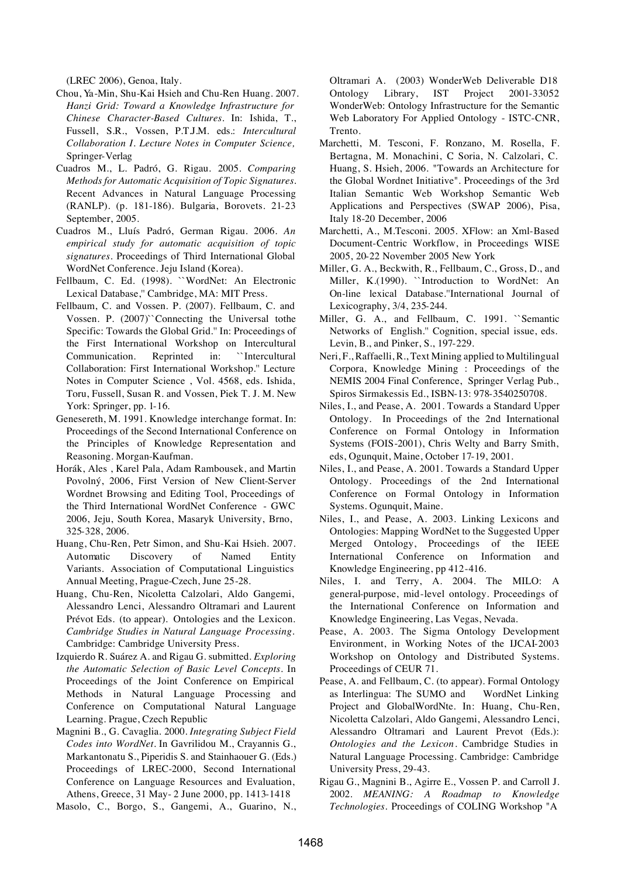(LREC 2006), Genoa, Italy.

Chou, Ya-Min, Shu-Kai Hsieh and Chu-Ren Huang. 2007. *Hanzi Grid: Toward a Knowledge Infrastructure for Chinese Character-Based Cultures*. In: Ishida, T., Fussell, S.R., Vossen, P.T.J.M. eds.: *Intercultural Collaboration I. Lecture Notes in Computer Science,* Springer-Verlag

Cuadros M., L. Padró, G. Rigau. 2005. *Comparing Methods for Automatic Acquisition of Topic Signatures*. Recent Advances in Natural Language Processing (RANLP). (p. 181-186). Bulgaria, Borovets. 21-23 September, 2005.

Cuadros M., Lluís Padró, German Rigau. 2006. *An empirical study for automatic acquisition of topic signatures*. Proceedings of Third International Global WordNet Conference. Jeju Island (Korea).

Fellbaum, C. Ed. (1998). ``WordNet: An Electronic Lexical Database,'' Cambridge, MA: MIT Press.

Fellbaum, C. and Vossen. P. (2007). Fellbaum, C. and Vossen. P. (2007)``Connecting the Universal tothe Specific: Towards the Global Grid.'' In: Proceedings of the First International Workshop on Intercultural Communication. Reprinted in: ``Intercultural Collaboration: First International Workshop.'' Lecture Notes in Computer Science , Vol. 4568, eds. Ishida, Toru, Fussell, Susan R. and Vossen, Piek T. J. M. New York: Springer, pp. 1-16.

Genesereth, M. 1991. Knowledge interchange format. In: Proceedings of the Second International Conference on the Principles of Knowledge Representation and Reasoning. Morgan-Kaufman.

Horák, Ales , Karel Pala, Adam Rambousek, and Martin Povolný, 2006, First Version of New Client-Server Wordnet Browsing and Editing Tool, Proceedings of the Third International WordNet Conference - GWC 2006, Jeju, South Korea, Masaryk University, Brno, 325-328, 2006.

Huang, Chu-Ren, Petr Simon, and Shu-Kai Hsieh. 2007. Automatic Discovery of Named Entity Variants. Association of Computational Linguistics Annual Meeting, Prague-Czech, June 25-28.

Huang, Chu-Ren, Nicoletta Calzolari, Aldo Gangemi, Alessandro Lenci, Alessandro Oltramari and Laurent Prévot Eds. (to appear). Ontologies and the Lexicon. *Cambridge Studies in Natural Language Processing*. Cambridge: Cambridge University Press.

Izquierdo R. Suárez A. and Rigau G. submitted. *Exploring the Automatic Selection of Basic Level Concepts*. In Proceedings of the Joint Conference on Empirical Methods in Natural Language Processing and Conference on Computational Natural Language Learning. Prague, Czech Republic

Magnini B., G. Cavaglia. 2000. *Integrating Subject Field Codes into WordNet*. In Gavrilidou M., Crayannis G., Markantonatu S., Piperidis S. and Stainhaouer G. (Eds.) Proceedings of LREC-2000, Second International Conference on Language Resources and Evaluation, Athens, Greece, 31 May- 2 June 2000, pp. 1413-1418

Masolo, C., Borgo, S., Gangemi, A., Guarino, N., Oltramari A. (2003) WonderWeb Deliverable D18 Ontology Library, IST Project 2001-33052 WonderWeb: Ontology Infrastructure for the Semantic Web Laboratory For Applied Ontology - ISTC-CNR, Trento.

Marchetti, M. Tesconi, F. Ronzano, M. Rosella, F. Bertagna, M. Monachini, C Soria, N. Calzolari, C. Huang, S. Hsieh, 2006. "Towards an Architecture for the Global Wordnet Initiative". Proceedings of the 3rd Italian Semantic Web Workshop Semantic Web Applications and Perspectives (SWAP 2006), Pisa, Italy 18-20 December, 2006

Marchetti, A., M.Tesconi. 2005. XFlow: an Xml-Based Document-Centric Workflow, in Proceedings WISE 2005, 20-22 November 2005 New York

Miller, G. A., Beckwith, R., Fellbaum, C., Gross, D., and Miller, K.(1990). ``Introduction to WordNet: An On-line lexical Database.''International Journal of Lexicography, 3/4, 235-244.

Miller, G. A., and Fellbaum, C. 1991. ``Semantic Networks of English.'' Cognition, special issue, eds. Levin, B., and Pinker, S., 197-229.

Neri, F., Raffaelli, R., Text Mining applied to Multilingual Corpora, Knowledge Mining : Proceedings of the NEMIS 2004 Final Conference, Springer Verlag Pub., Spiros Sirmakessis Ed., ISBN-13: 978-3540250708.

Niles, I., and Pease, A. 2001. Towards a Standard Upper Ontology. In Proceedings of the 2nd International Conference on Formal Ontology in Information Systems (FOIS-2001), Chris Welty and Barry Smith, eds, Ogunquit, Maine, October 17-19, 2001.

Niles, I., and Pease, A. 2001. Towards a Standard Upper Ontology. Proceedings of the 2nd International Conference on Formal Ontology in Information Systems. Ogunquit, Maine.

Niles, I., and Pease, A. 2003. Linking Lexicons and Ontologies: Mapping WordNet to the Suggested Upper Merged Ontology, Proceedings of the IEEE International Conference on Information and Knowledge Engineering, pp 412-416.

Niles, I. and Terry, A. 2004. The MILO: A general-purpose, mid-level ontology. Proceedings of the International Conference on Information and Knowledge Engineering, Las Vegas, Nevada.

Pease, A. 2003. The Sigma Ontology Development Environment, in Working Notes of the IJCAI-2003 Workshop on Ontology and Distributed Systems. Proceedings of CEUR 71.

Pease, A. and Fellbaum, C. (to appear). Formal Ontology as Interlingua: The SUMO and WordNet Linking Project and GlobalWordNte. In: Huang, Chu-Ren, Nicoletta Calzolari, Aldo Gangemi, Alessandro Lenci, Alessandro Oltramari and Laurent Prevot (Eds.): *Ontologies and the Lexicon*. Cambridge Studies in Natural Language Processing. Cambridge: Cambridge University Press, 29-43.

Rigau G., Magnini B., Agirre E., Vossen P. and Carroll J. 2002. *MEANING: A Roadmap to Knowledge Technologies*. Proceedings of COLING Workshop "A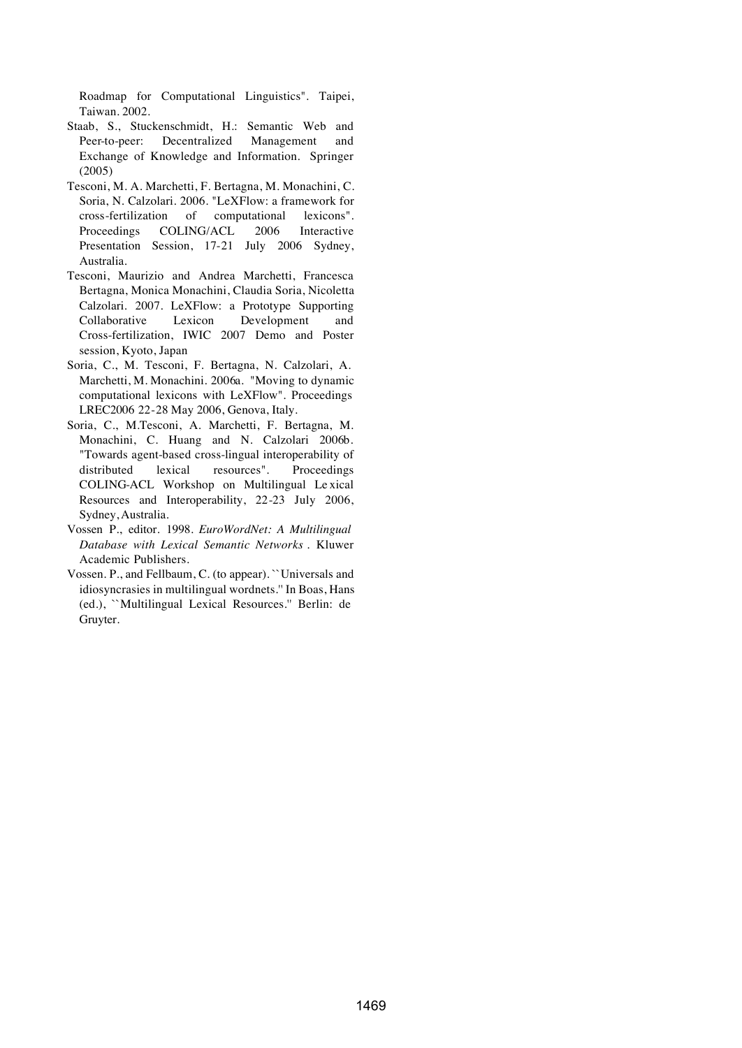Roadmap for Computational Linguistics". Taipei, Taiwan. 2002.

Staab, S., Stuckenschmidt, H.: Semantic Web and Peer-to-peer: Decentralized Management and Exchange of Knowledge and Information. Springer (2005)

Tesconi, M. A. Marchetti, F. Bertagna, M. Monachini, C. Soria, N. Calzolari. 2006. "LeXFlow: a framework for cross-fertilization of computational lexicons". Proceedings COLING/ACL 2006 Interactive Presentation Session, 17-21 July 2006 Sydney, Australia.

Tesconi, Maurizio and Andrea Marchetti, Francesca Bertagna, Monica Monachini, Claudia Soria, Nicoletta Calzolari. 2007. LeXFlow: a Prototype Supporting Collaborative Lexicon Development and Cross-fertilization, IWIC 2007 Demo and Poster session, Kyoto, Japan

Soria, C., M. Tesconi, F. Bertagna, N. Calzolari, A. Marchetti, M. Monachini. 2006a. "Moving to dynamic computational lexicons with LeXFlow". Proceedings LREC2006 22-28 May 2006, Genova, Italy.

Soria, C., M.Tesconi, A. Marchetti, F. Bertagna, M. Monachini, C. Huang and N. Calzolari 2006b. "Towards agent-based cross-lingual interoperability of distributed lexical resources". Proceedings COLING-ACL Workshop on Multilingual Le xical Resources and Interoperability, 22-23 July 2006, Sydney, Australia.

Vossen P., editor. 1998. *EuroWordNet: A Multilingual Database with Lexical Semantic Networks* . Kluwer Academic Publishers.

Vossen. P., and Fellbaum, C. (to appear). ``Universals and idiosyncrasies in multilingual wordnets.'' In Boas, Hans (ed.), ``Multilingual Lexical Resources.'' Berlin: de Gruyter.